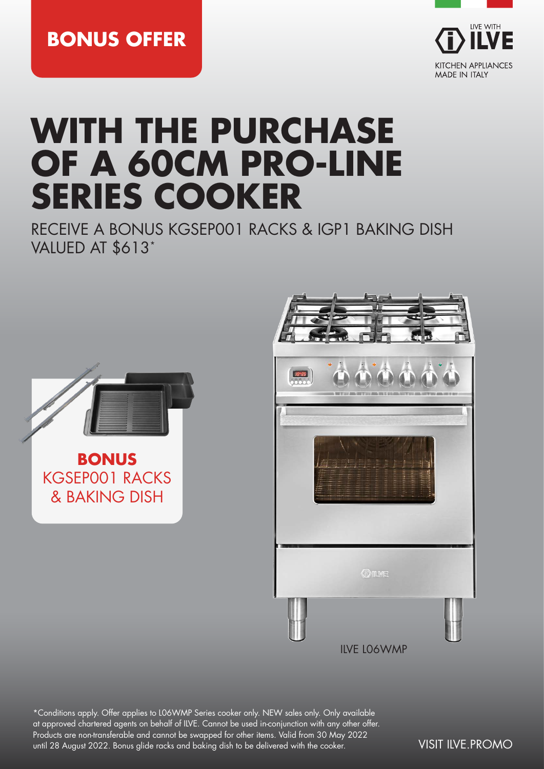**BONUS OFFER**

LIVE WITH ILVE

KITCHEN APPLIANCES MADE IN ITALY

# WITH THE PURCHASE OF A 60CM PRO-LINE SERIES COOKER

RECEIVE A BONUS KGSEP001 RACKS & IGP1 BAKING DISH VALUED AT $613*

**BONUS**
KGSEP001 RACKS & BAKING DISH

ILVE L06WMP

*Conditions apply. Offer applies to L06WMP Series cooker only. NEW sales only. Only available at approved chartered agents on behalf of ILVE. Cannot be used in-conjunction with any other offer. Products are non-transferable and cannot be swapped for other items. Valid from 30 May 2022 until 28 August 2022. Bonus glide racks and baking dish to be delivered with the cooker.

VISIT ILVE.PROMO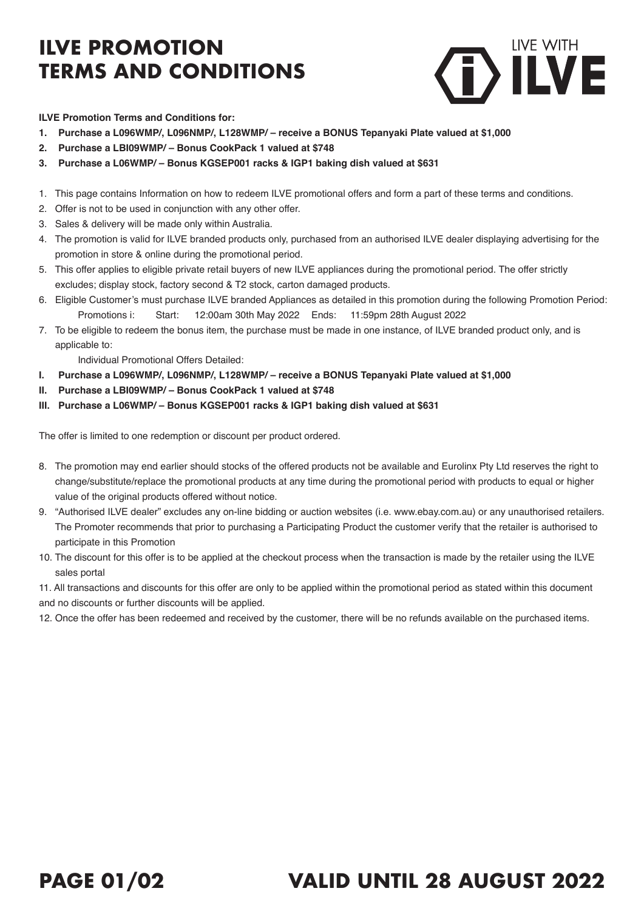# ILVE PROMOTION TERMS AND CONDITIONS

**ILVE Promotion Terms and Conditions for:**

1. **Purchase a L096WMP/, L096NMP/, L128WMP/ – receive a BONUS Tepanyaki Plate valued at $1,000**
2. **Purchase a LBI09WMP/ – Bonus CookPack 1 valued at $748**
3. **Purchase a L06WMP/ – Bonus KGSEP001 racks & IGP1 baking dish valued at $631**

1. This page contains Information on how to redeem ILVE promotional offers and form a part of these terms and conditions.
2. Offer is not to be used in conjunction with any other offer.
3. Sales & delivery will be made only within Australia.
4. The promotion is valid for ILVE branded products only, purchased from an authorised ILVE dealer displaying advertising for the promotion in store & online during the promotional period.
5. This offer applies to eligible private retail buyers of new ILVE appliances during the promotional period. The offer strictly excludes; display stock, factory second & T2 stock, carton damaged products.
6. Eligible Customer's must purchase ILVE branded Appliances as detailed in this promotion during the following Promotion Period:
   Promotions i: Start: 12:00am 30th May 2022 Ends: 11:59pm 28th August 2022
7. To be eligible to redeem the bonus item, the purchase must be made in one instance, of ILVE branded product only, and is applicable to:
   Individual Promotional Offers Detailed:

**I. Purchase a L096WMP/, L096NMP/, L128WMP/ – receive a BONUS Tepanyaki Plate valued at $1,000**

**II. Purchase a LBI09WMP/ – Bonus CookPack 1 valued at $748**

**III. Purchase a L06WMP/ – Bonus KGSEP001 racks & IGP1 baking dish valued at $631**

The offer is limited to one redemption or discount per product ordered.

8. The promotion may end earlier should stocks of the offered products not be available and Eurolinx Pty Ltd reserves the right to change/substitute/replace the promotional products at any time during the promotional period with products to equal or higher value of the original products offered without notice.
9. "Authorised ILVE dealer" excludes any on-line bidding or auction websites (i.e. www.ebay.com.au) or any unauthorised retailers. The Promoter recommends that prior to purchasing a Participating Product the customer verify that the retailer is authorised to participate in this Promotion
10. The discount for this offer is to be applied at the checkout process when the transaction is made by the retailer using the ILVE sales portal
11. All transactions and discounts for this offer are only to be applied within the promotional period as stated within this document and no discounts or further discounts will be applied.
12. Once the offer has been redeemed and received by the customer, there will be no refunds available on the purchased items.

**VALID UNTIL 28 AUGUST 2022**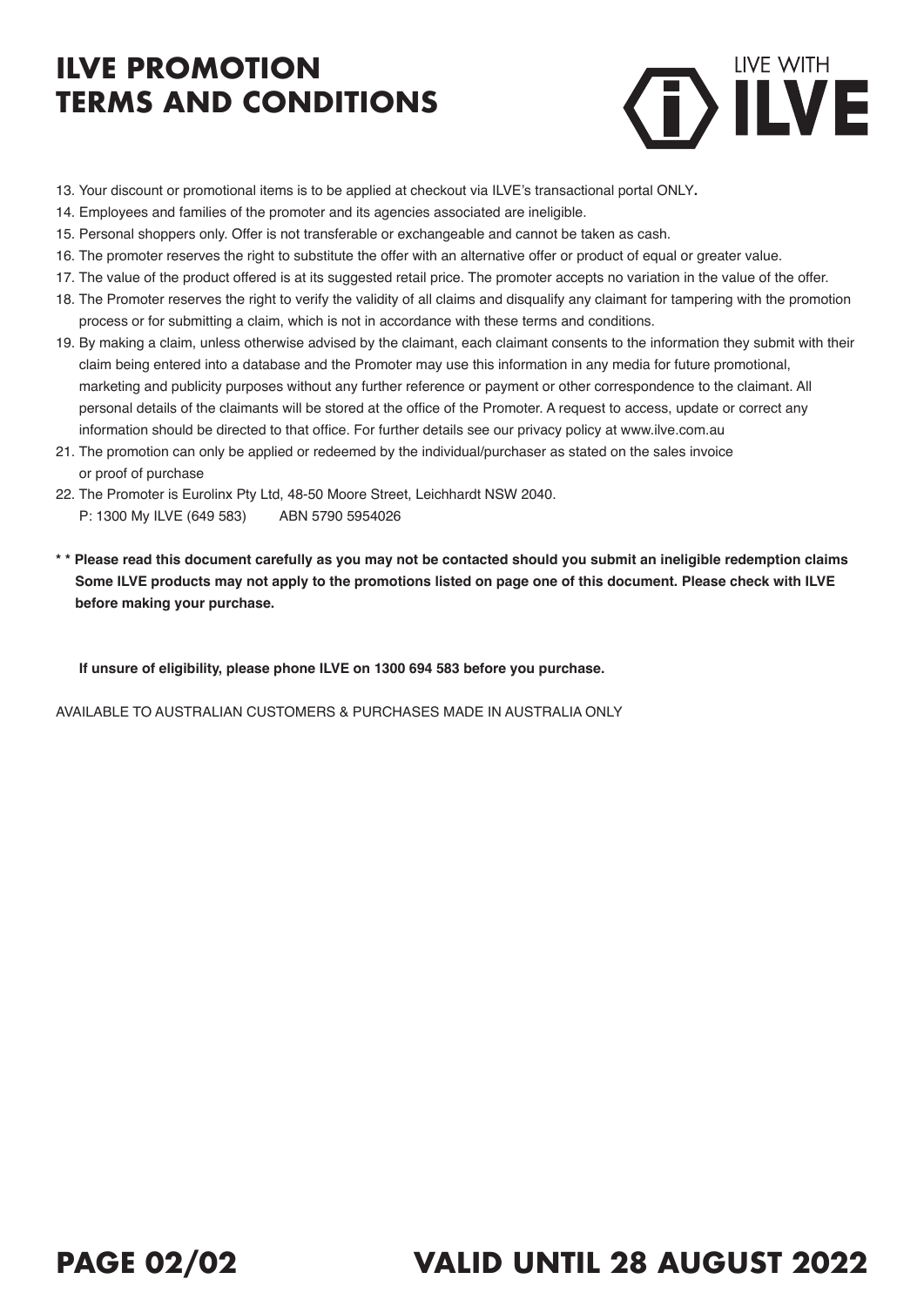# ILVE PROMOTION TERMS AND CONDITIONS

13. Your discount or promotional items is to be applied at checkout via ILVE's transactional portal ONLY**.**
14. Employees and families of the promoter and its agencies associated are ineligible.
15. Personal shoppers only. Offer is not transferable or exchangeable and cannot be taken as cash.
16. The promoter reserves the right to substitute the offer with an alternative offer or product of equal or greater value.
17. The value of the product offered is at its suggested retail price. The promoter accepts no variation in the value of the offer.
18. The Promoter reserves the right to verify the validity of all claims and disqualify any claimant for tampering with the promotion process or for submitting a claim, which is not in accordance with these terms and conditions.
19. By making a claim, unless otherwise advised by the claimant, each claimant consents to the information they submit with their claim being entered into a database and the Promoter may use this information in any media for future promotional, marketing and publicity purposes without any further reference or payment or other correspondence to the claimant. All personal details of the claimants will be stored at the office of the Promoter. A request to access, update or correct any information should be directed to that office. For further details see our privacy policy at www.ilve.com.au
21. The promotion can only be applied or redeemed by the individual/purchaser as stated on the sales invoice or proof of purchase
22. The Promoter is Eurolinx Pty Ltd, 48-50 Moore Street, Leichhardt NSW 2040.
    P: 1300 My ILVE (649 583)    ABN 5790 5954026

**\* \* Please read this document carefully as you may not be contacted should you submit an ineligible redemption claims Some ILVE products may not apply to the promotions listed on page one of this document. Please check with ILVE before making your purchase.**

**If unsure of eligibility, please phone ILVE on 1300 694 583 before you purchase.**

AVAILABLE TO AUSTRALIAN CUSTOMERS & PURCHASES MADE IN AUSTRALIA ONLY

**VALID UNTIL 28 AUGUST 2022**